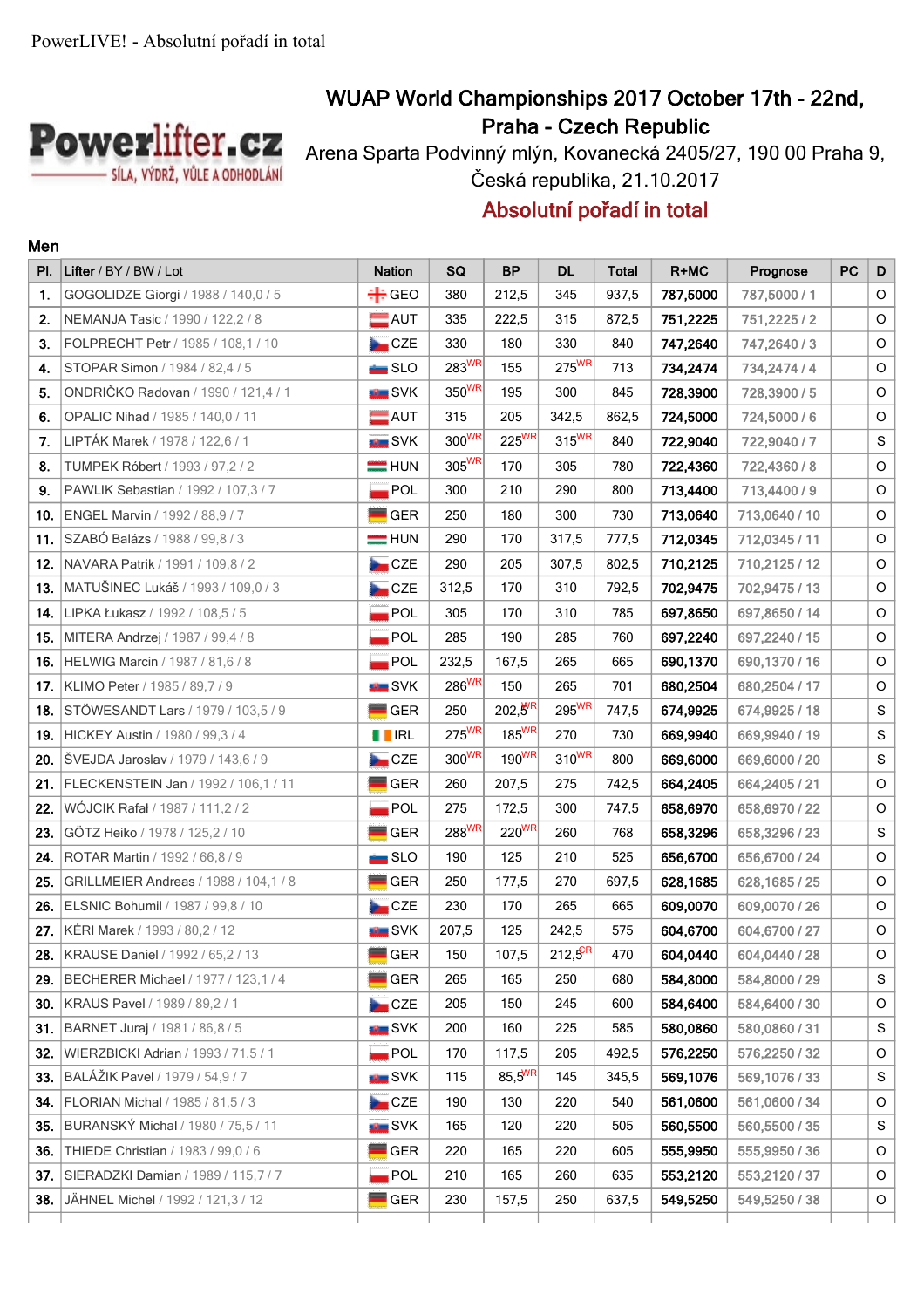PowerLIVE! - Absolutní pořadí in total

Powerlifter.cz
SÍLA, VÝDRŽ, VŮLE A ODHODLÁNÍ

# WUAP World Championships 2017 October 17th - 22nd, Praha - Czech Republic

Arena Sparta Podvinný mlýn, Kovanecká 2405/27, 190 00 Praha 9, Česká republika, 21.10.2017

## Absolutní pořadí in total

**Men**

| Pl. | Lifter / BY / BW / Lot | Nation | SQ | BP | DL | Total | R+MC | Prognose | PC | D |
|---|---|---|---|---|---|---|---|---|---|---|
| 1. | GOGOLIDZE Giorgi / 1988 / 140,0 / 5 | GEO | 380 | 212,5 | 345 | 937,5 | 787,5000 | 787,5000 / 1 | | O |
| 2. | NEMANJA Tasic / 1990 / 122,2 / 8 | AUT | 335 | 222,5 | 315 | 872,5 | 751,2225 | 751,2225 / 2 | | O |
| 3. | FOLPRECHT Petr / 1985 / 108,1 / 10 | CZE | 330 | 180 | 330 | 840 | 747,2640 | 747,2640 / 3 | | O |
| 4. | STOPAR Simon / 1984 / 82,4 / 5 | SLO | 283 WR | 155 | 275 WR | 713 | 734,2474 | 734,2474 / 4 | | O |
| 5. | ONDRIČKO Radovan / 1990 / 121,4 / 1 | SVK | 350 WR | 195 | 300 | 845 | 728,3900 | 728,3900 / 5 | | O |
| 6. | OPALIC Nihad / 1985 / 140,0 / 11 | AUT | 315 | 205 | 342,5 | 862,5 | 724,5000 | 724,5000 / 6 | | O |
| 7. | LIPTÁK Marek / 1978 / 122,6 / 1 | SVK | 300 WR | 225 WR | 315 WR | 840 | 722,9040 | 722,9040 / 7 | | S |
| 8. | TUMPEK Róbert / 1993 / 97,2 / 2 | HUN | 305 WR | 170 | 305 | 780 | 722,4360 | 722,4360 / 8 | | O |
| 9. | PAWLIK Sebastian / 1992 / 107,3 / 7 | POL | 300 | 210 | 290 | 800 | 713,4400 | 713,4400 / 9 | | O |
| 10. | ENGEL Marvin / 1992 / 88,9 / 7 | GER | 250 | 180 | 300 | 730 | 713,0640 | 713,0640 / 10 | | O |
| 11. | SZABÓ Balázs / 1988 / 99,8 / 3 | HUN | 290 | 170 | 317,5 | 777,5 | 712,0345 | 712,0345 / 11 | | O |
| 12. | NAVARA Patrik / 1991 / 109,8 / 2 | CZE | 290 | 205 | 307,5 | 802,5 | 710,2125 | 710,2125 / 12 | | O |
| 13. | MATUŠINEC Lukáš / 1993 / 109,0 / 3 | CZE | 312,5 | 170 | 310 | 792,5 | 702,9475 | 702,9475 / 13 | | O |
| 14. | LIPKA Łukasz / 1992 / 108,5 / 5 | POL | 305 | 170 | 310 | 785 | 697,8650 | 697,8650 / 14 | | O |
| 15. | MITERA Andrzej / 1987 / 99,4 / 8 | POL | 285 | 190 | 285 | 760 | 697,2240 | 697,2240 / 15 | | O |
| 16. | HELWIG Marcin / 1987 / 81,6 / 8 | POL | 232,5 | 167,5 | 265 | 665 | 690,1370 | 690,1370 / 16 | | O |
| 17. | KLIMO Peter / 1985 / 89,7 / 9 | SVK | 286 WR | 150 | 265 | 701 | 680,2504 | 680,2504 / 17 | | O |
| 18. | STÖWESANDT Lars / 1979 / 103,5 / 9 | GER | 250 | 202,5 WR | 295 WR | 747,5 | 674,9925 | 674,9925 / 18 | | S |
| 19. | HICKEY Austin / 1980 / 99,3 / 4 | IRL | 275 WR | 185 WR | 270 | 730 | 669,9940 | 669,9940 / 19 | | S |
| 20. | ŠVEJDA Jaroslav / 1979 / 143,6 / 9 | CZE | 300 WR | 190 WR | 310 WR | 800 | 669,6000 | 669,6000 / 20 | | S |
| 21. | FLECKENSTEIN Jan / 1992 / 106,1 / 11 | GER | 260 | 207,5 | 275 | 742,5 | 664,2405 | 664,2405 / 21 | | O |
| 22. | WÓJCIK Rafał / 1987 / 111,2 / 2 | POL | 275 | 172,5 | 300 | 747,5 | 658,6970 | 658,6970 / 22 | | O |
| 23. | GÖTZ Heiko / 1978 / 125,2 / 10 | GER | 288 WR | 220 WR | 260 | 768 | 658,3296 | 658,3296 / 23 | | S |
| 24. | ROTAR Martin / 1992 / 66,8 / 9 | SLO | 190 | 125 | 210 | 525 | 656,6700 | 656,6700 / 24 | | O |
| 25. | GRILLMEIER Andreas / 1988 / 104,1 / 8 | GER | 250 | 177,5 | 270 | 697,5 | 628,1685 | 628,1685 / 25 | | O |
| 26. | ELSNIC Bohumil / 1987 / 99,8 / 10 | CZE | 230 | 170 | 265 | 665 | 609,0070 | 609,0070 / 26 | | O |
| 27. | KÉRI Marek / 1993 / 80,2 / 12 | SVK | 207,5 | 125 | 242,5 | 575 | 604,6700 | 604,6700 / 27 | | O |
| 28. | KRAUSE Daniel / 1992 / 65,2 / 13 | GER | 150 | 107,5 | 212,5 CR | 470 | 604,0440 | 604,0440 / 28 | | O |
| 29. | BECHERER Michael / 1977 / 123,1 / 4 | GER | 265 | 165 | 250 | 680 | 584,8000 | 584,8000 / 29 | | S |
| 30. | KRAUS Pavel / 1989 / 89,2 / 1 | CZE | 205 | 150 | 245 | 600 | 584,6400 | 584,6400 / 30 | | O |
| 31. | BARNET Juraj / 1981 / 86,8 / 5 | SVK | 200 | 160 | 225 | 585 | 580,0860 | 580,0860 / 31 | | S |
| 32. | WIERZBICKI Adrian / 1993 / 71,5 / 1 | POL | 170 | 117,5 | 205 | 492,5 | 576,2250 | 576,2250 / 32 | | O |
| 33. | BALÁŽIK Pavel / 1979 / 54,9 / 7 | SVK | 115 | 85,5 WR | 145 | 345,5 | 569,1076 | 569,1076 / 33 | | S |
| 34. | FLORIAN Michal / 1985 / 81,5 / 3 | CZE | 190 | 130 | 220 | 540 | 561,0600 | 561,0600 / 34 | | O |
| 35. | BURANSKÝ Michal / 1980 / 75,5 / 11 | SVK | 165 | 120 | 220 | 505 | 560,5500 | 560,5500 / 35 | | S |
| 36. | THIEDE Christian / 1983 / 99,0 / 6 | GER | 220 | 165 | 220 | 605 | 555,9950 | 555,9950 / 36 | | O |
| 37. | SIERADZKI Damian / 1989 / 115,7 / 7 | POL | 210 | 165 | 260 | 635 | 553,2120 | 553,2120 / 37 | | O |
| 38. | JÄHNEL Michel / 1992 / 121,3 / 12 | GER | 230 | 157,5 | 250 | 637,5 | 549,5250 | 549,5250 / 38 | | O |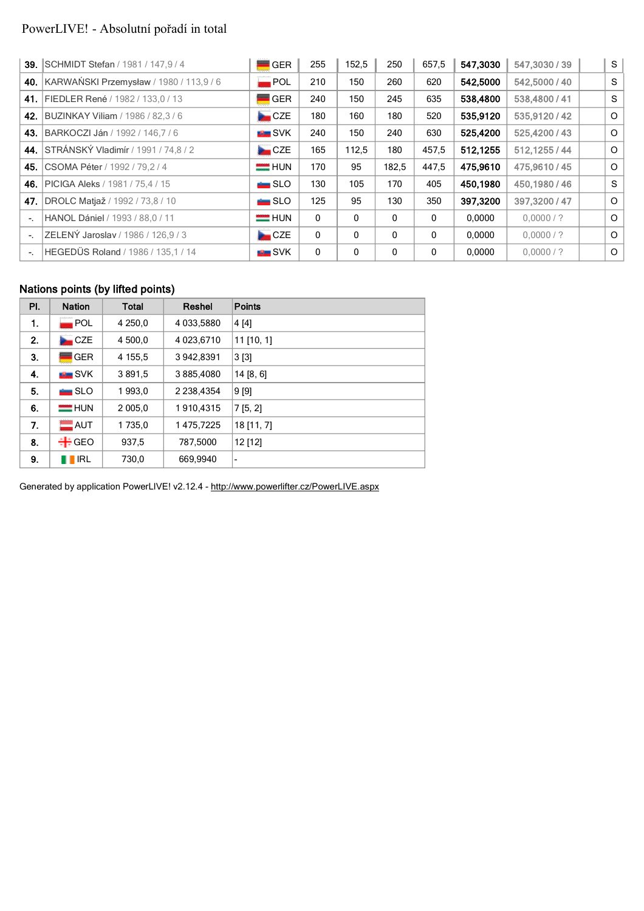PowerLIVE! - Absolutní pořadí in total

| | | | | | | | | | | |
|---|---|---|---|---|---|---|---|---|---|---|
| 39. | SCHMIDT Stefan / 1981 / 147,9 / 4 | GER | 255 | 152,5 | 250 | 657,5 | 547,3030 | 547,3030 / 39 | | S |
| 40. | KARWAŃSKI Przemysław / 1980 / 113,9 / 6 | POL | 210 | 150 | 260 | 620 | 542,5000 | 542,5000 / 40 | | S |
| 41. | FIEDLER René / 1982 / 133,0 / 13 | GER | 240 | 150 | 245 | 635 | 538,4800 | 538,4800 / 41 | | S |
| 42. | BUZINKAY Viliam / 1986 / 82,3 / 6 | CZE | 180 | 160 | 180 | 520 | 535,9120 | 535,9120 / 42 | | O |
| 43. | BARKOCZI Ján / 1992 / 146,7 / 6 | SVK | 240 | 150 | 240 | 630 | 525,4200 | 525,4200 / 43 | | O |
| 44. | STRÁNSKÝ Vladimír / 1991 / 74,8 / 2 | CZE | 165 | 112,5 | 180 | 457,5 | 512,1255 | 512,1255 / 44 | | O |
| 45. | CSOMA Péter / 1992 / 79,2 / 4 | HUN | 170 | 95 | 182,5 | 447,5 | 475,9610 | 475,9610 / 45 | | O |
| 46. | PICIGA Aleks / 1981 / 75,4 / 15 | SLO | 130 | 105 | 170 | 405 | 450,1980 | 450,1980 / 46 | | S |
| 47. | DROLC Matjaž / 1992 / 73,8 / 10 | SLO | 125 | 95 | 130 | 350 | 397,3200 | 397,3200 / 47 | | O |
| -. | HANOL Dániel / 1993 / 88,0 / 11 | HUN | 0 | 0 | 0 | 0 | 0,0000 | 0,0000 / ? | | O |
| -. | ZELENÝ Jaroslav / 1986 / 126,9 / 3 | CZE | 0 | 0 | 0 | 0 | 0,0000 | 0,0000 / ? | | O |
| -. | HEGEDÜS Roland / 1986 / 135,1 / 14 | SVK | 0 | 0 | 0 | 0 | 0,0000 | 0,0000 / ? | | O |

## Nations points (by lifted points)

| Pl. | Nation | Total | Reshel | Points |
|---|---|---|---|---|
| 1. | POL | 4 250,0 | 4 033,5880 | 4 [4] |
| 2. | CZE | 4 500,0 | 4 023,6710 | 11 [10, 1] |
| 3. | GER | 4 155,5 | 3 942,8391 | 3 [3] |
| 4. | SVK | 3 891,5 | 3 885,4080 | 14 [8, 6] |
| 5. | SLO | 1 993,0 | 2 238,4354 | 9 [9] |
| 6. | HUN | 2 005,0 | 1 910,4315 | 7 [5, 2] |
| 7. | AUT | 1 735,0 | 1 475,7225 | 18 [11, 7] |
| 8. | GEO | 937,5 | 787,5000 | 12 [12] |
| 9. | IRL | 730,0 | 669,9940 | - |

Generated by application PowerLIVE! v2.12.4 - http://www.powerlifter.cz/PowerLIVE.aspx